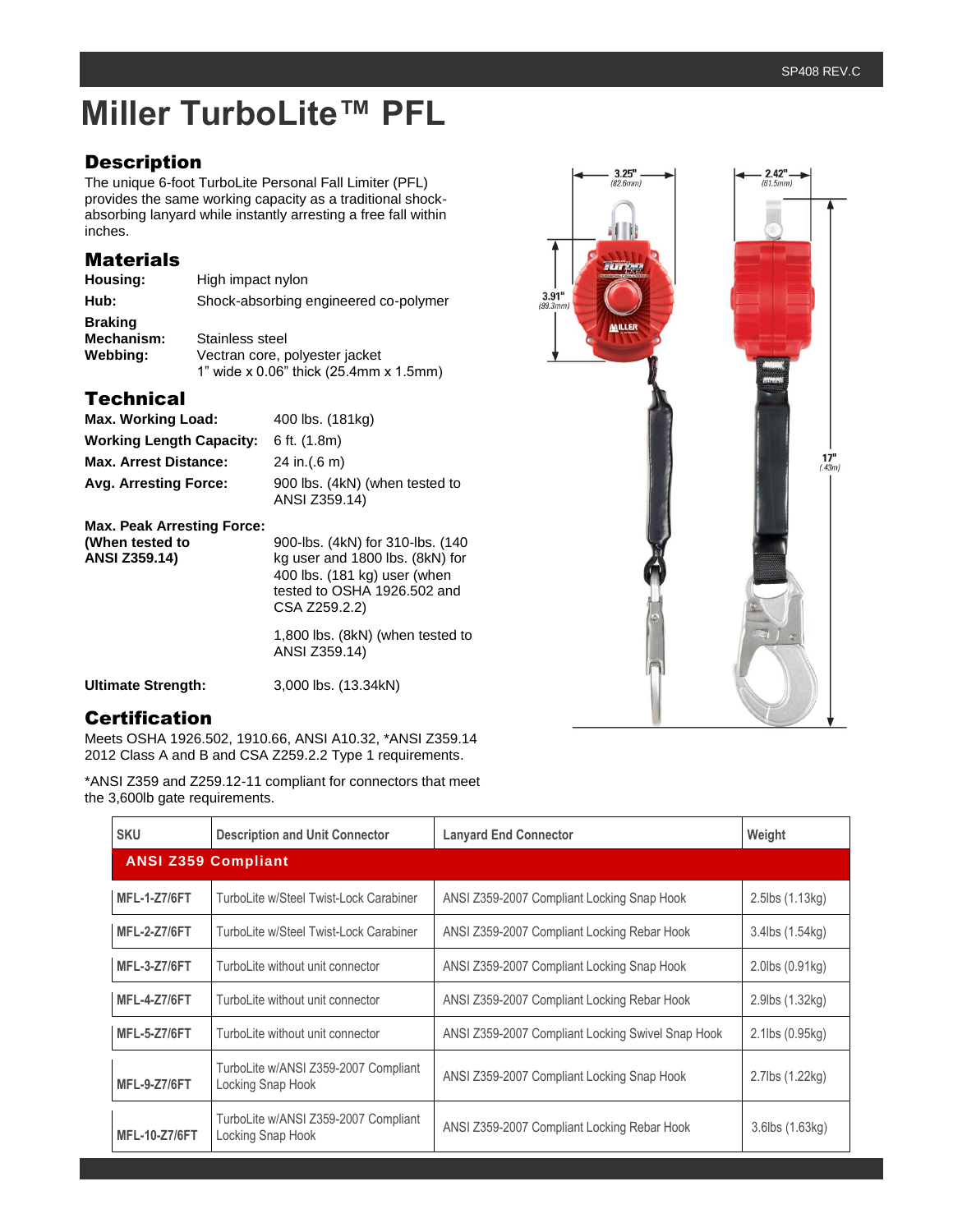# Miller TurboLite™ PFL

## Description

The unique 6-foot TurboLite Personal Fall Limiter (PFL) provides the same working capacity as a traditional shock-absorbing lanyard while instantly arresting a free fall within inches.

## Materials

| | |
|---|---|
| **Housing:** | High impact nylon |
| **Hub:** | Shock-absorbing engineered co-polymer |
| **Braking Mechanism:** | Stainless steel |
| **Webbing:** | Vectran core, polyester jacket 1" wide x 0.06" thick (25.4mm x 1.5mm) |

## Technical

| | |
|---|---|
| **Max. Working Load:** | 400 lbs. (181kg) |
| **Working Length Capacity:** | 6 ft. (1.8m) |
| **Max. Arrest Distance:** | 24 in.(.6 m) |
| **Avg. Arresting Force:** | 900 lbs. (4kN) (when tested to ANSI Z359.14) |
| **Max. Peak Arresting Force: (When tested to ANSI Z359.14)** | 900-lbs. (4kN) for 310-lbs. (140 kg user and 1800 lbs. (8kN) for 400 lbs. (181 kg) user (when tested to OSHA 1926.502 and CSA Z259.2.2) |
| | 1,800 lbs. (8kN) (when tested to ANSI Z359.14) |
| **Ultimate Strength:** | 3,000 lbs. (13.34kN) |

3.25" (82.6mm) 2.42" (61.5mm) 3.91" (99.3mm) 17" (.43m)

## Certification

Meets OSHA 1926.502, 1910.66, ANSI A10.32, *ANSI Z359.14 2012 Class A and B and CSA Z259.2.2 Type 1 requirements.

*ANSI Z359 and Z259.12-11 compliant for connectors that meet the 3,600lb gate requirements.

| SKU | Description and Unit Connector | Lanyard End Connector | Weight |
|---|---|---|---|
| **ANSI Z359 Compliant** | | | |
| MFL-1-Z7/6FT | TurboLite w/Steel Twist-Lock Carabiner | ANSI Z359-2007 Compliant Locking Snap Hook | 2.5lbs (1.13kg) |
| MFL-2-Z7/6FT | TurboLite w/Steel Twist-Lock Carabiner | ANSI Z359-2007 Compliant Locking Rebar Hook | 3.4lbs (1.54kg) |
| MFL-3-Z7/6FT | TurboLite without unit connector | ANSI Z359-2007 Compliant Locking Snap Hook | 2.0lbs (0.91kg) |
| MFL-4-Z7/6FT | TurboLite without unit connector | ANSI Z359-2007 Compliant Locking Rebar Hook | 2.9lbs (1.32kg) |
| MFL-5-Z7/6FT | TurboLite without unit connector | ANSI Z359-2007 Compliant Locking Swivel Snap Hook | 2.1lbs (0.95kg) |
| MFL-9-Z7/6FT | TurboLite w/ANSI Z359-2007 Compliant Locking Snap Hook | ANSI Z359-2007 Compliant Locking Snap Hook | 2.7lbs (1.22kg) |
| MFL-10-Z7/6FT | TurboLite w/ANSI Z359-2007 Compliant Locking Snap Hook | ANSI Z359-2007 Compliant Locking Rebar Hook | 3.6lbs (1.63kg) |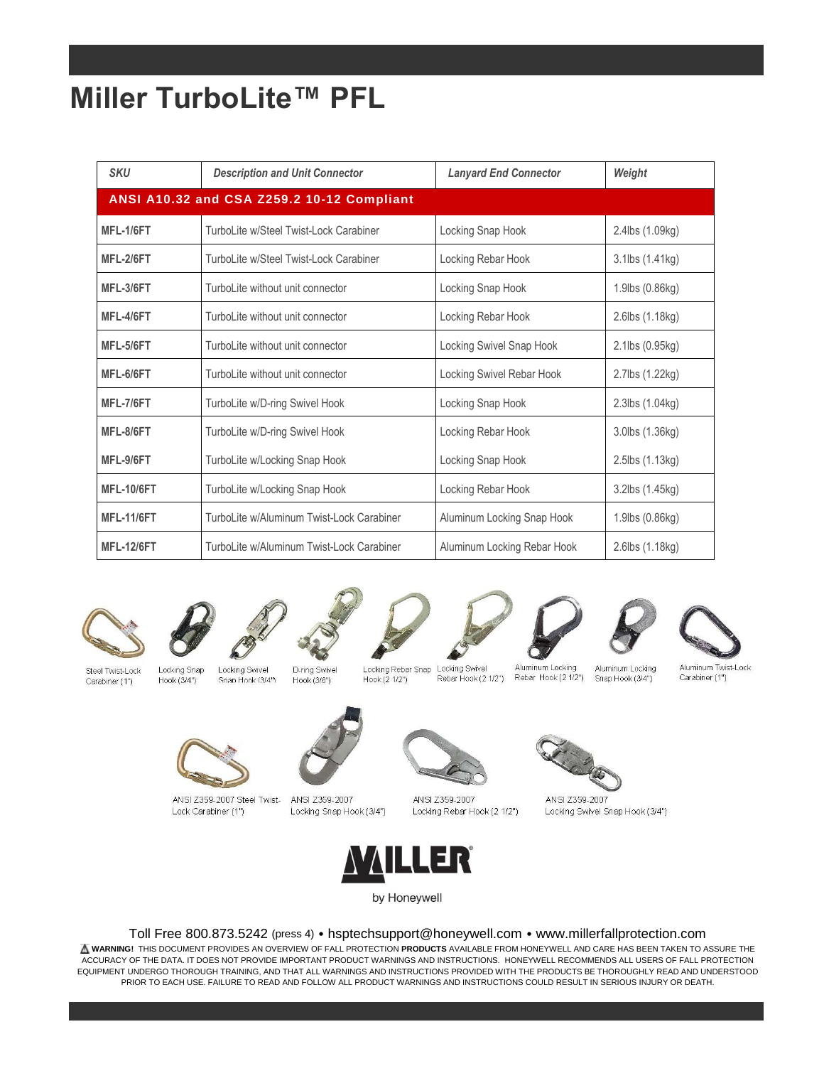# Miller TurboLite™ PFL

| *SKU* | *Description and Unit Connector* | *Lanyard End Connector* | *Weight* |
|---|---|---|---|
| **ANSI A10.32 and CSA Z259.2 10-12 Compliant** | | | |
| **MFL-1/6FT** | TurboLite w/Steel Twist-Lock Carabiner | Locking Snap Hook | 2.4lbs (1.09kg) |
| **MFL-2/6FT** | TurboLite w/Steel Twist-Lock Carabiner | Locking Rebar Hook | 3.1lbs (1.41kg) |
| **MFL-3/6FT** | TurboLite without unit connector | Locking Snap Hook | 1.9lbs (0.86kg) |
| **MFL-4/6FT** | TurboLite without unit connector | Locking Rebar Hook | 2.6lbs (1.18kg) |
| **MFL-5/6FT** | TurboLite without unit connector | Locking Swivel Snap Hook | 2.1lbs (0.95kg) |
| **MFL-6/6FT** | TurboLite without unit connector | Locking Swivel Rebar Hook | 2.7lbs (1.22kg) |
| **MFL-7/6FT** | TurboLite w/D-ring Swivel Hook | Locking Snap Hook | 2.3lbs (1.04kg) |
| **MFL-8/6FT** | TurboLite w/D-ring Swivel Hook | Locking Rebar Hook | 3.0lbs (1.36kg) |
| **MFL-9/6FT** | TurboLite w/Locking Snap Hook | Locking Snap Hook | 2.5lbs (1.13kg) |
| **MFL-10/6FT** | TurboLite w/Locking Snap Hook | Locking Rebar Hook | 3.2lbs (1.45kg) |
| **MFL-11/6FT** | TurboLite w/Aluminum Twist-Lock Carabiner | Aluminum Locking Snap Hook | 1.9lbs (0.86kg) |
| **MFL-12/6FT** | TurboLite w/Aluminum Twist-Lock Carabiner | Aluminum Locking Rebar Hook | 2.6lbs (1.18kg) |

Steel Twist-Lock Carabiner (1")

Locking Snap Hook (3/4")

Locking Swivel Snap Hook (3/4")

D-ring Swivel Hook (3/8")

Locking Rebar Snap Hook (2 1/2")

Locking Swivel Rebar Hook (2 1/2")

Aluminum Locking Rebar Hook (2 1/2")

Aluminum Locking Snap Hook (3/4")

Aluminum Twist-Lock Carabiner (1")

ANSI Z359-2007 Steel Twist-Lock Carabiner (1")

ANSI Z359-2007 Locking Snap Hook (3/4")

ANSI Z359-2007 Locking Rebar Hook (2 1/2")

ANSI Z359-2007 Locking Swivel Snap Hook (3/4")

MILLER®

by Honeywell

Toll Free 800.873.5242 (press 4) • hsptechsupport@honeywell.com • www.millerfallprotection.com

⚠ **WARNING!** THIS DOCUMENT PROVIDES AN OVERVIEW OF FALL PROTECTION **PRODUCTS** AVAILABLE FROM HONEYWELL AND CARE HAS BEEN TAKEN TO ASSURE THE ACCURACY OF THE DATA. IT DOES NOT PROVIDE IMPORTANT PRODUCT WARNINGS AND INSTRUCTIONS. HONEYWELL RECOMMENDS ALL USERS OF FALL PROTECTION EQUIPMENT UNDERGO THOROUGH TRAINING, AND THAT ALL WARNINGS AND INSTRUCTIONS PROVIDED WITH THE PRODUCTS BE THOROUGHLY READ AND UNDERSTOOD PRIOR TO EACH USE. FAILURE TO READ AND FOLLOW ALL PRODUCT WARNINGS AND INSTRUCTIONS COULD RESULT IN SERIOUS INJURY OR DEATH.